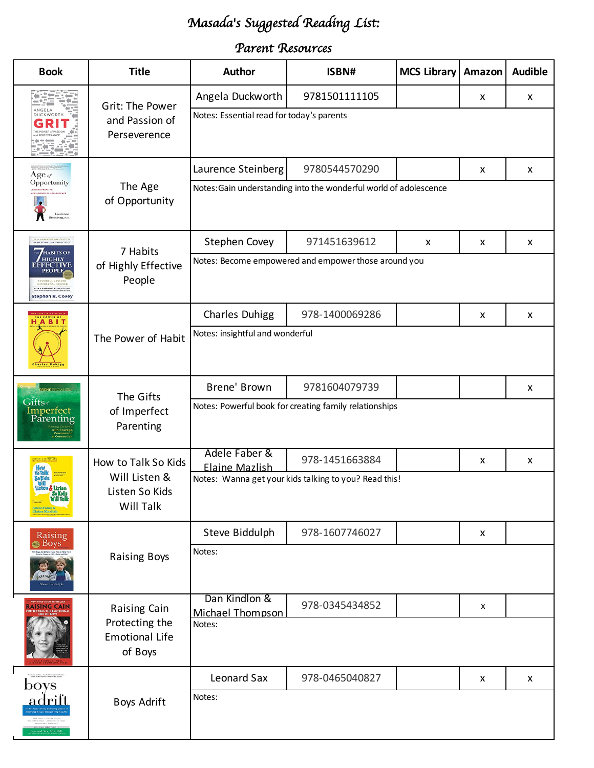# Masada's Suggested Reading List:

## Parent Resources

| Book | Title | Author | ISBN# | MCS Library | Amazon | Audible |
|---|---|---|---|---|---|---|
| | Grit: The Power and Passion of Perseverence | Angela Duckworth | 9781501111105 | | x | x |
| | | Notes: Essential read for today's parents | | | | |
| | The Age of Opportunity | Laurence Steinberg | 9780544570290 | | x | x |
| | | Notes:Gain understanding into the wonderful world of adolescence | | | | |
| | 7 Habits of Highly Effective People | Stephen Covey | 971451639612 | x | x | x |
| | | Notes: Become empowered and empower those around you | | | | |
| | The Power of Habit | Charles Duhigg | 978-1400069286 | | x | x |
| | | Notes: insightful and wonderful | | | | |
| | The Gifts of Imperfect Parenting | Brene' Brown | 9781604079739 | | | x |
| | | Notes: Powerful book for creating family relationships | | | | |
| | How to Talk So Kids Will Listen & Listen So Kids Will Talk | Adele Faber & Elaine Mazlish | 978-1451663884 | | x | x |
| | | Notes: Wanna get your kids talking to you? Read this! | | | | |
| | Raising Boys | Steve Biddulph | 978-1607746027 | | x | |
| | | Notes: | | | | |
| | Raising Cain Protecting the Emotional Life of Boys | Dan Kindlon & Michael Thompson | 978-0345434852 | | x | |
| | | Notes: | | | | |
| | Boys Adrift | Leonard Sax | 978-0465040827 | | x | x |
| | | Notes: | | | | |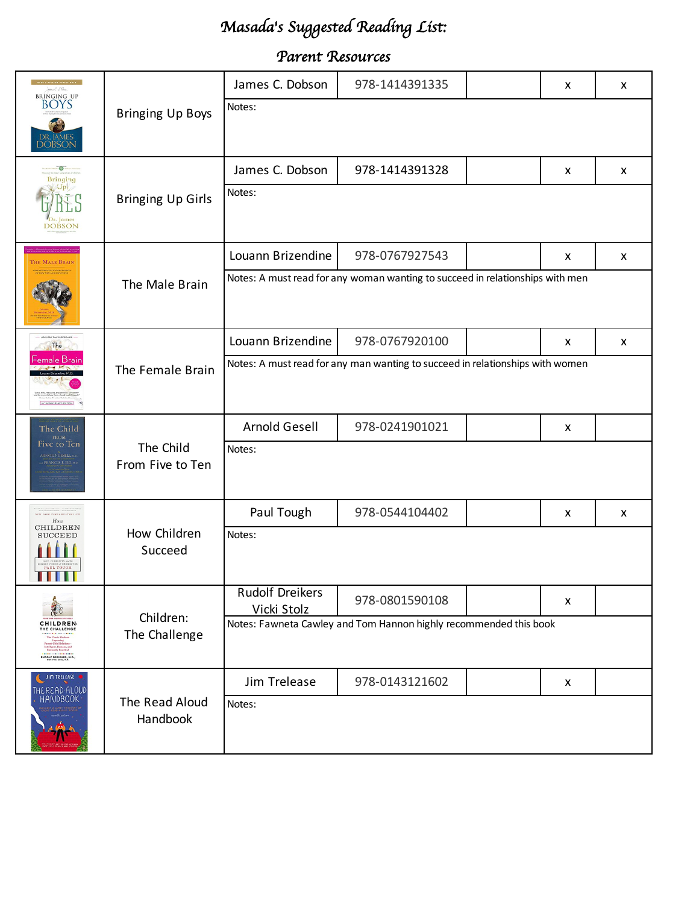# Masada's Suggested Reading List:

## Parent Resources

| Cover | Title | Author | ISBN | | | |
|---|---|---|---|---|---|---|
| | Bringing Up Boys | James C. Dobson | 978-1414391335 | | x | x |
| | | Notes: | | | | |
| | Bringing Up Girls | James C. Dobson | 978-1414391328 | | x | x |
| | | Notes: | | | | |
| | The Male Brain | Louann Brizendine | 978-0767927543 | | x | x |
| | | Notes: A must read for any woman wanting to succeed in relationships with men | | | | |
| | The Female Brain | Louann Brizendine | 978-0767920100 | | x | x |
| | | Notes: A must read for any man wanting to succeed in relationships with women | | | | |
| | The Child From Five to Ten | Arnold Gesell | 978-0241901021 | | x | |
| | | Notes: | | | | |
| | How Children Succeed | Paul Tough | 978-0544104402 | | x | x |
| | | Notes: | | | | |
| | Children: The Challenge | Rudolf Dreikers Vicki Stolz | 978-0801590108 | | x | |
| | | Notes: Fawneta Cawley and Tom Hannon highly recommended this book | | | | |
| | The Read Aloud Handbook | Jim Trelease | 978-0143121602 | | x | |
| | | Notes: | | | | |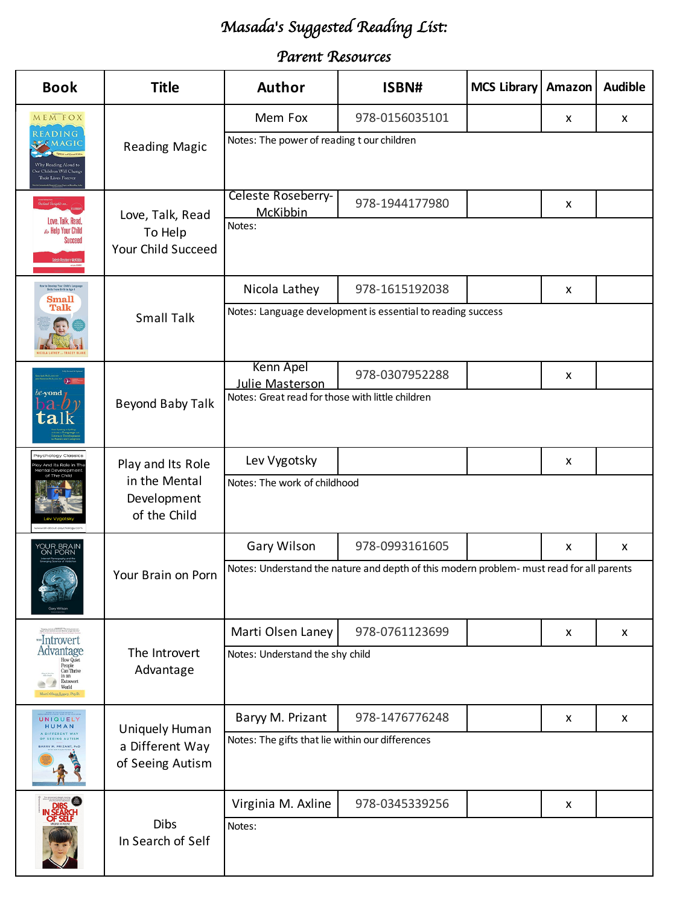# *Masada's Suggested Reading List:*

## *Parent Resources*

| Book | Title | Author | ISBN# | MCS Library | Amazon | Audible |
|---|---|---|---|---|---|---|
| | Reading Magic | Mem Fox | 978-0156035101 | | x | x |
| | | Notes: The power of reading t our children | | | | |
| | Love, Talk, Read To Help Your Child Succeed | Celeste Roseberry-McKibbin | 978-1944177980 | | x | |
| | | Notes: | | | | |
| | Small Talk | Nicola Lathey | 978-1615192038 | | x | |
| | | Notes: Language development is essential to reading success | | | | |
| | Beyond Baby Talk | Kenn Apel<br>Julie Masterson | 978-0307952288 | | x | |
| | | Notes: Great read for those with little children | | | | |
| | Play and Its Role in the Mental Development of the Child | Lev Vygotsky | | | x | |
| | | Notes: The work of childhood | | | | |
| | Your Brain on Porn | Gary Wilson | 978-0993161605 | | x | x |
| | | Notes: Understand the nature and depth of this modern problem- must read for all parents | | | | |
| | The Introvert Advantage | Marti Olsen Laney | 978-0761123699 | | x | x |
| | | Notes: Understand the shy child | | | | |
| | Uniquely Human a Different Way of Seeing Autism | Baryy M. Prizant | 978-1476776248 | | x | x |
| | | Notes: The gifts that lie within our differences | | | | |
| | Dibs In Search of Self | Virginia M. Axline | 978-0345339256 | | x | |
| | | Notes: | | | | |